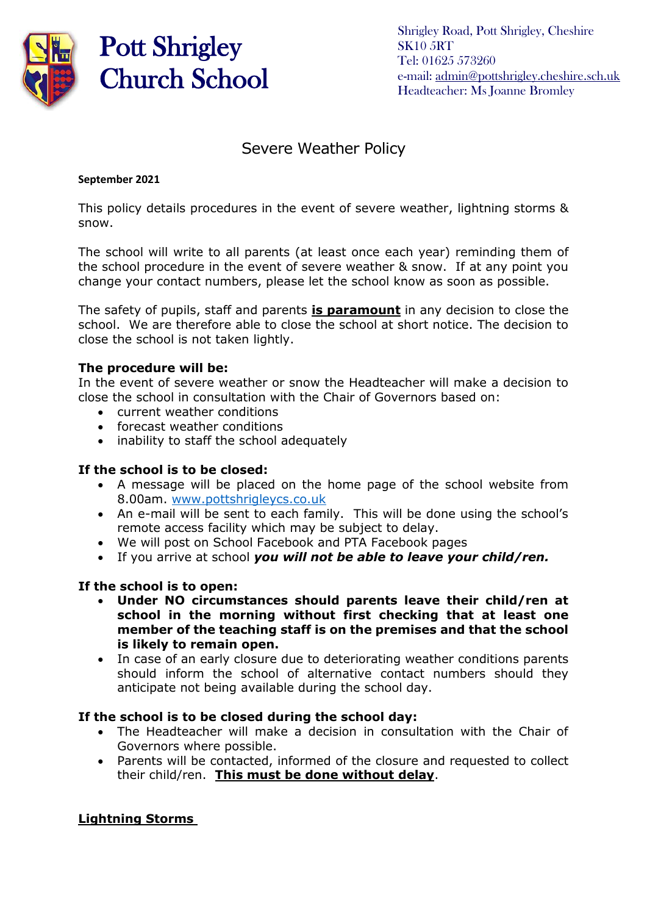# Pott Shrigley Church School

Shrigley Road, Pott Shrigley, Cheshire
SK10 5RT
Tel: 01625 573260
e-mail: admin@pottshrigley.cheshire.sch.uk
Headteacher: Ms Joanne Bromley

## Severe Weather Policy

**September 2021**

This policy details procedures in the event of severe weather, lightning storms & snow.

The school will write to all parents (at least once each year) reminding them of the school procedure in the event of severe weather & snow. If at any point you change your contact numbers, please let the school know as soon as possible.

The safety of pupils, staff and parents **is paramount** in any decision to close the school. We are therefore able to close the school at short notice. The decision to close the school is not taken lightly.

**The procedure will be:**
In the event of severe weather or snow the Headteacher will make a decision to close the school in consultation with the Chair of Governors based on:

- current weather conditions
- forecast weather conditions
- inability to staff the school adequately

**If the school is to be closed:**

- A message will be placed on the home page of the school website from 8.00am. www.pottshrigleycs.co.uk
- An e-mail will be sent to each family. This will be done using the school's remote access facility which may be subject to delay.
- We will post on School Facebook and PTA Facebook pages
- If you arrive at school ***you will not be able to leave your child/ren.***

**If the school is to open:**

- **Under NO circumstances should parents leave their child/ren at school in the morning without first checking that at least one member of the teaching staff is on the premises and that the school is likely to remain open.**
- In case of an early closure due to deteriorating weather conditions parents should inform the school of alternative contact numbers should they anticipate not being available during the school day.

**If the school is to be closed during the school day:**

- The Headteacher will make a decision in consultation with the Chair of Governors where possible.
- Parents will be contacted, informed of the closure and requested to collect their child/ren. **This must be done without delay**.

**Lightning Storms**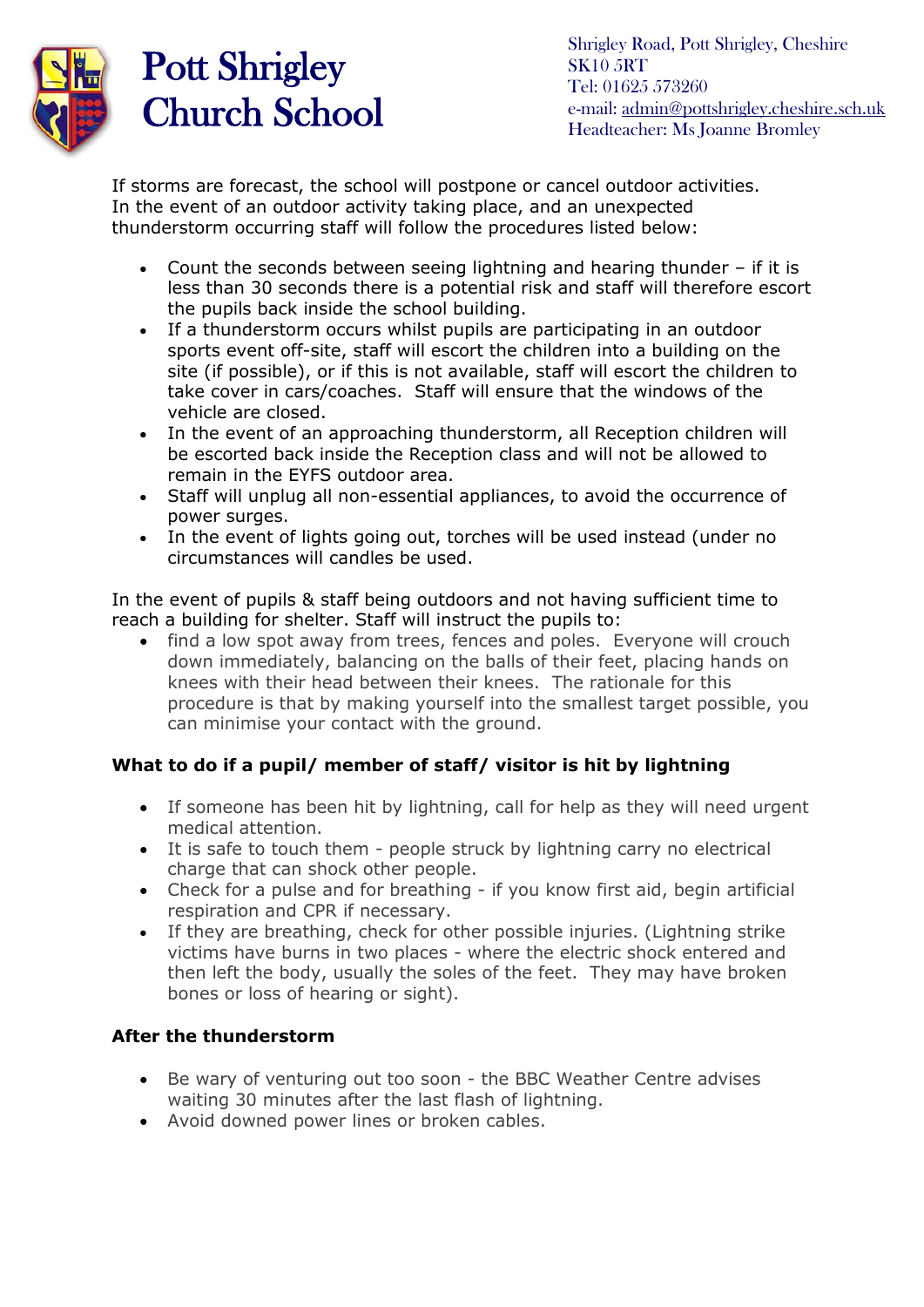If storms are forecast, the school will postpone or cancel outdoor activities. In the event of an outdoor activity taking place, and an unexpected thunderstorm occurring staff will follow the procedures listed below:

- Count the seconds between seeing lightning and hearing thunder – if it is less than 30 seconds there is a potential risk and staff will therefore escort the pupils back inside the school building.
- If a thunderstorm occurs whilst pupils are participating in an outdoor sports event off-site, staff will escort the children into a building on the site (if possible), or if this is not available, staff will escort the children to take cover in cars/coaches. Staff will ensure that the windows of the vehicle are closed.
- In the event of an approaching thunderstorm, all Reception children will be escorted back inside the Reception class and will not be allowed to remain in the EYFS outdoor area.
- Staff will unplug all non-essential appliances, to avoid the occurrence of power surges.
- In the event of lights going out, torches will be used instead (under no circumstances will candles be used.

In the event of pupils & staff being outdoors and not having sufficient time to reach a building for shelter. Staff will instruct the pupils to:

- find a low spot away from trees, fences and poles. Everyone will crouch down immediately, balancing on the balls of their feet, placing hands on knees with their head between their knees. The rationale for this procedure is that by making yourself into the smallest target possible, you can minimise your contact with the ground.

**What to do if a pupil/ member of staff/ visitor is hit by lightning**

- If someone has been hit by lightning, call for help as they will need urgent medical attention.
- It is safe to touch them - people struck by lightning carry no electrical charge that can shock other people.
- Check for a pulse and for breathing - if you know first aid, begin artificial respiration and CPR if necessary.
- If they are breathing, check for other possible injuries. (Lightning strike victims have burns in two places - where the electric shock entered and then left the body, usually the soles of the feet. They may have broken bones or loss of hearing or sight).

**After the thunderstorm**

- Be wary of venturing out too soon - the BBC Weather Centre advises waiting 30 minutes after the last flash of lightning.
- Avoid downed power lines or broken cables.